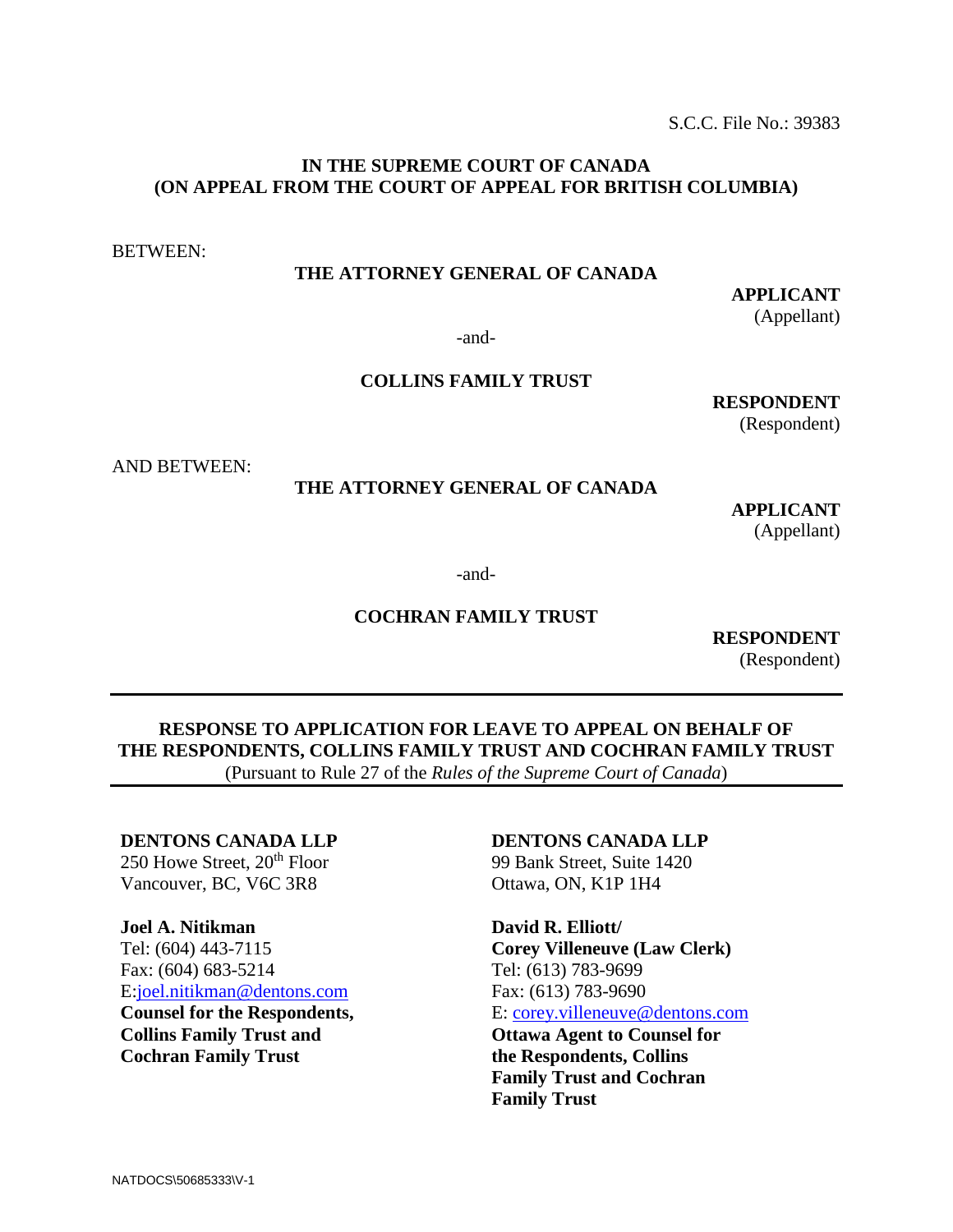S.C.C. File No.: 39383

**IN THE SUPREME COURT OF CANADA**
**(ON APPEAL FROM THE COURT OF APPEAL FOR BRITISH COLUMBIA)**

BETWEEN:

**THE ATTORNEY GENERAL OF CANADA**

**APPLICANT**
(Appellant)

-and-

**COLLINS FAMILY TRUST**

**RESPONDENT**
(Respondent)

AND BETWEEN:

**THE ATTORNEY GENERAL OF CANADA**

**APPLICANT**
(Appellant)

-and-

**COCHRAN FAMILY TRUST**

**RESPONDENT**
(Respondent)

---

**RESPONSE TO APPLICATION FOR LEAVE TO APPEAL ON BEHALF OF THE RESPONDENTS, COLLINS FAMILY TRUST AND COCHRAN FAMILY TRUST**
(Pursuant to Rule 27 of the *Rules of the Supreme Court of Canada*)

---

**DENTONS CANADA LLP**
250 Howe Street, 20th Floor
Vancouver, BC, V6C 3R8

**Joel A. Nitikman**
Tel: (604) 443-7115
Fax: (604) 683-5214
E:joel.nitikman@dentons.com
**Counsel for the Respondents, Collins Family Trust and Cochran Family Trust**

**DENTONS CANADA LLP**
99 Bank Street, Suite 1420
Ottawa, ON, K1P 1H4

**David R. Elliott/**
**Corey Villeneuve (Law Clerk)**
Tel: (613) 783-9699
Fax: (613) 783-9690
E: corey.villeneuve@dentons.com
**Ottawa Agent to Counsel for the Respondents, Collins Family Trust and Cochran Family Trust**

NATDOCS\50685333\V-1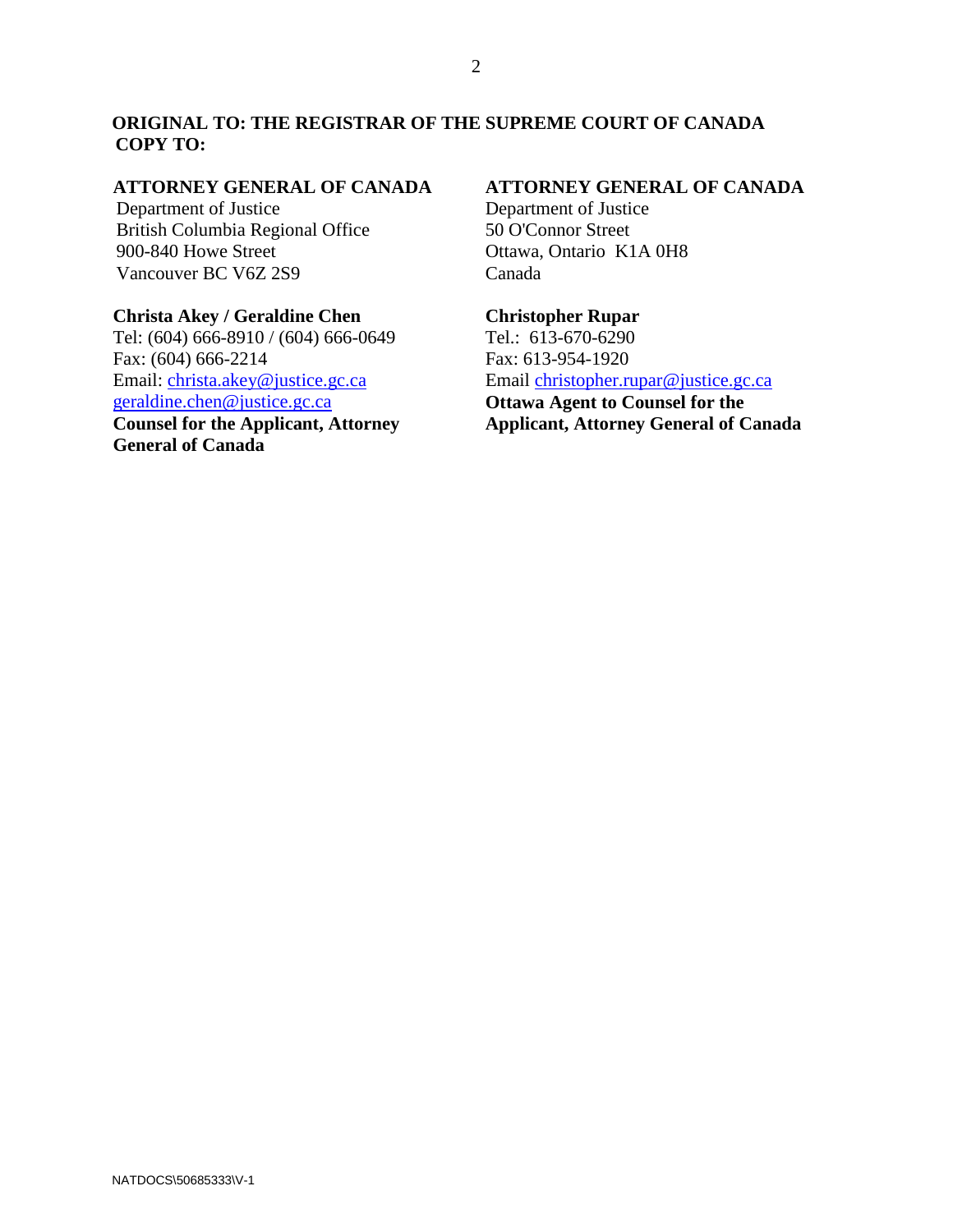**ORIGINAL TO: THE REGISTRAR OF THE SUPREME COURT OF CANADA**
**COPY TO:**

**ATTORNEY GENERAL OF CANADA**
Department of Justice
British Columbia Regional Office
900-840 Howe Street
Vancouver BC V6Z 2S9

**Christa Akey / Geraldine Chen**
Tel: (604) 666-8910 / (604) 666-0649
Fax: (604) 666-2214
Email: christa.akey@justice.gc.ca
geraldine.chen@justice.gc.ca
**Counsel for the Applicant, Attorney General of Canada**

**ATTORNEY GENERAL OF CANADA**
Department of Justice
50 O'Connor Street
Ottawa, Ontario K1A 0H8
Canada

**Christopher Rupar**
Tel.: 613-670-6290
Fax: 613-954-1920
Email christopher.rupar@justice.gc.ca
**Ottawa Agent to Counsel for the Applicant, Attorney General of Canada**

NATDOCS\50685333\V-1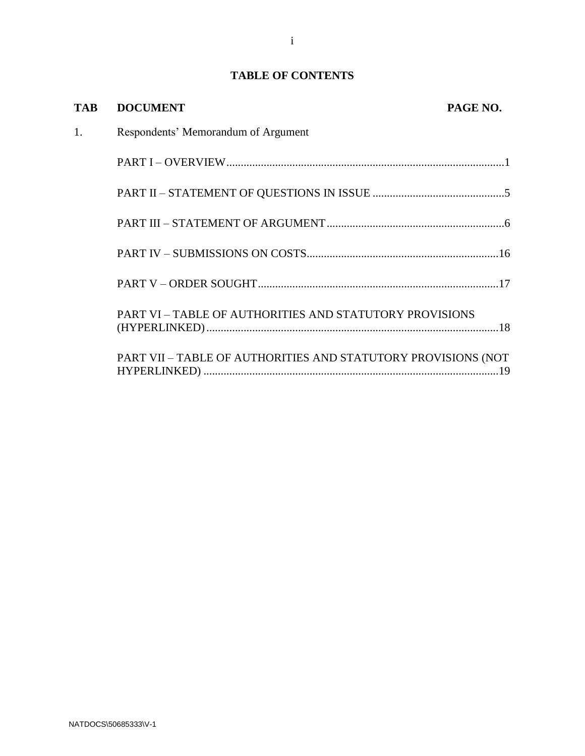# TABLE OF CONTENTS

| TAB | DOCUMENT | PAGE NO. |
|---|---|---|
| 1. | Respondents' Memorandum of Argument | |
| | PART I – OVERVIEW | 1 |
| | PART II – STATEMENT OF QUESTIONS IN ISSUE | 5 |
| | PART III – STATEMENT OF ARGUMENT | 6 |
| | PART IV – SUBMISSIONS ON COSTS | 16 |
| | PART V – ORDER SOUGHT | 17 |
| | PART VI – TABLE OF AUTHORITIES AND STATUTORY PROVISIONS (HYPERLINKED) | 18 |
| | PART VII – TABLE OF AUTHORITIES AND STATUTORY PROVISIONS (NOT HYPERLINKED) | 19 |

NATDOCS\50685333\V-1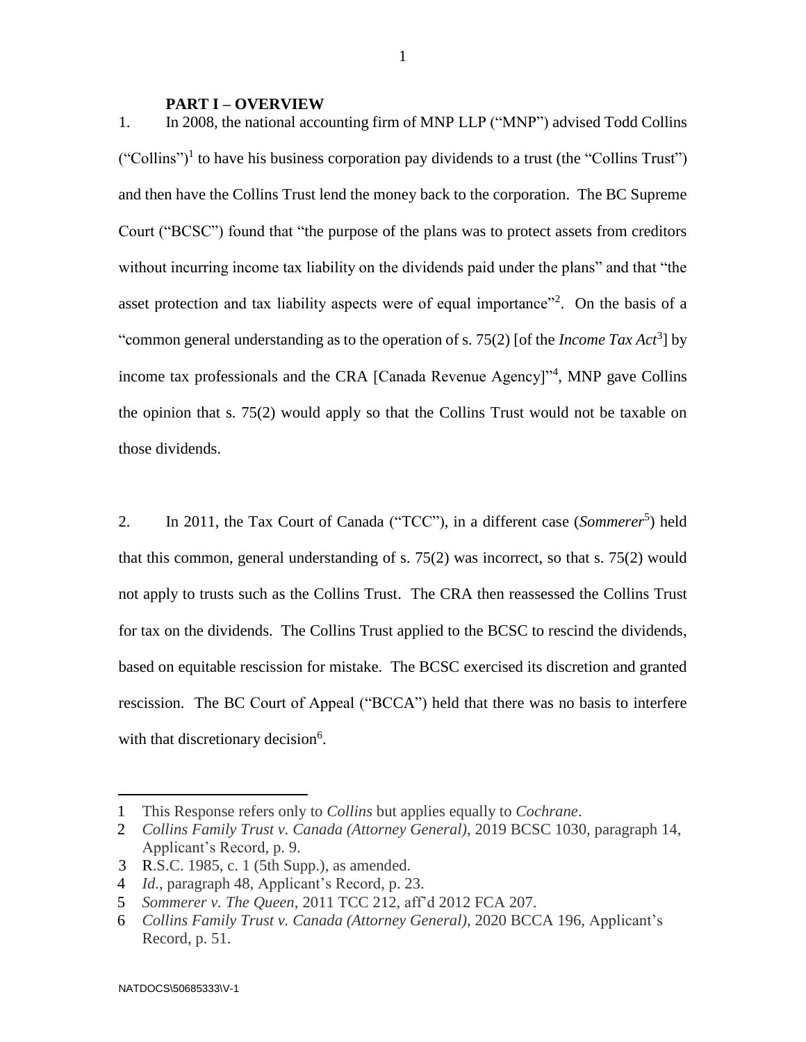## PART I – OVERVIEW

1. In 2008, the national accounting firm of MNP LLP ("MNP") advised Todd Collins ("Collins")[1] to have his business corporation pay dividends to a trust (the "Collins Trust") and then have the Collins Trust lend the money back to the corporation. The BC Supreme Court ("BCSC") found that "the purpose of the plans was to protect assets from creditors without incurring income tax liability on the dividends paid under the plans" and that "the asset protection and tax liability aspects were of equal importance"[2]. On the basis of a "common general understanding as to the operation of s. 75(2) [of the *Income Tax Act*[3]] by income tax professionals and the CRA [Canada Revenue Agency]"[4], MNP gave Collins the opinion that s. 75(2) would apply so that the Collins Trust would not be taxable on those dividends.

2. In 2011, the Tax Court of Canada ("TCC"), in a different case (*Sommerer*[5]) held that this common, general understanding of s. 75(2) was incorrect, so that s. 75(2) would not apply to trusts such as the Collins Trust. The CRA then reassessed the Collins Trust for tax on the dividends. The Collins Trust applied to the BCSC to rescind the dividends, based on equitable rescission for mistake. The BCSC exercised its discretion and granted rescission. The BC Court of Appeal ("BCCA") held that there was no basis to interfere with that discretionary decision[6].

---

1 This Response refers only to *Collins* but applies equally to *Cochrane*.

2 *Collins Family Trust v. Canada (Attorney General)*, 2019 BCSC 1030, paragraph 14, Applicant's Record, p. 9.

3 R.S.C. 1985, c. 1 (5th Supp.), as amended.

4 *Id.*, paragraph 48, Applicant's Record, p. 23.

5 *Sommerer v. The Queen*, 2011 TCC 212, aff'd 2012 FCA 207.

6 *Collins Family Trust v. Canada (Attorney General)*, 2020 BCCA 196, Applicant's Record, p. 51.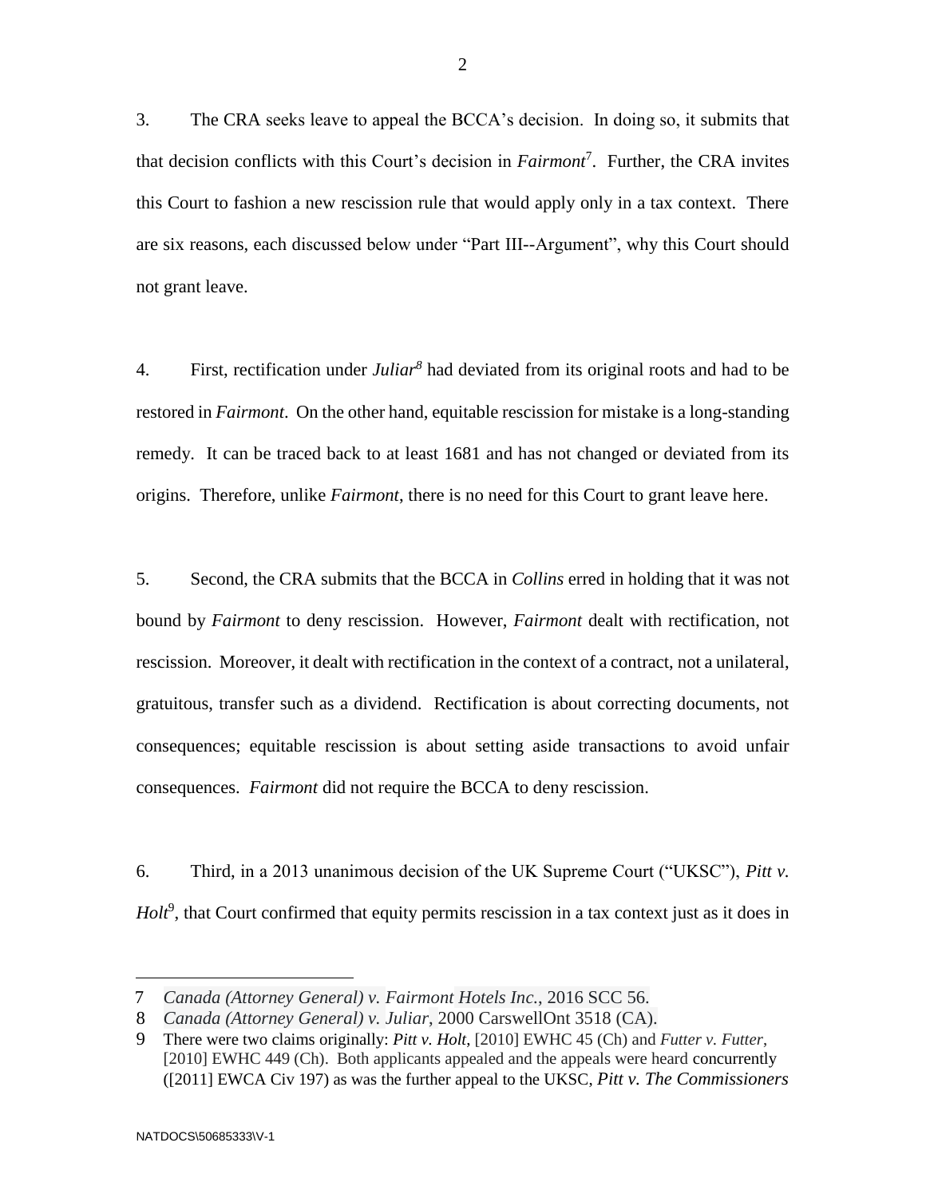3. The CRA seeks leave to appeal the BCCA's decision. In doing so, it submits that that decision conflicts with this Court's decision in *Fairmont*[7]. Further, the CRA invites this Court to fashion a new rescission rule that would apply only in a tax context. There are six reasons, each discussed below under "Part III--Argument", why this Court should not grant leave.

4. First, rectification under *Juliar*[8] had deviated from its original roots and had to be restored in *Fairmont*. On the other hand, equitable rescission for mistake is a long-standing remedy. It can be traced back to at least 1681 and has not changed or deviated from its origins. Therefore, unlike *Fairmont*, there is no need for this Court to grant leave here.

5. Second, the CRA submits that the BCCA in *Collins* erred in holding that it was not bound by *Fairmont* to deny rescission. However, *Fairmont* dealt with rectification, not rescission. Moreover, it dealt with rectification in the context of a contract, not a unilateral, gratuitous, transfer such as a dividend. Rectification is about correcting documents, not consequences; equitable rescission is about setting aside transactions to avoid unfair consequences. *Fairmont* did not require the BCCA to deny rescission.

6. Third, in a 2013 unanimous decision of the UK Supreme Court ("UKSC"), *Pitt v. Holt*[9], that Court confirmed that equity permits rescission in a tax context just as it does in

---

7 *Canada (Attorney General) v. Fairmont Hotels Inc.*, 2016 SCC 56.

8 *Canada (Attorney General) v. Juliar*, 2000 CarswellOnt 3518 (CA).

9 There were two claims originally: *Pitt v. Holt*, [2010] EWHC 45 (Ch) and *Futter v. Futter*, [2010] EWHC 449 (Ch). Both applicants appealed and the appeals were heard concurrently ([2011] EWCA Civ 197) as was the further appeal to the UKSC, *Pitt v. The Commissioners*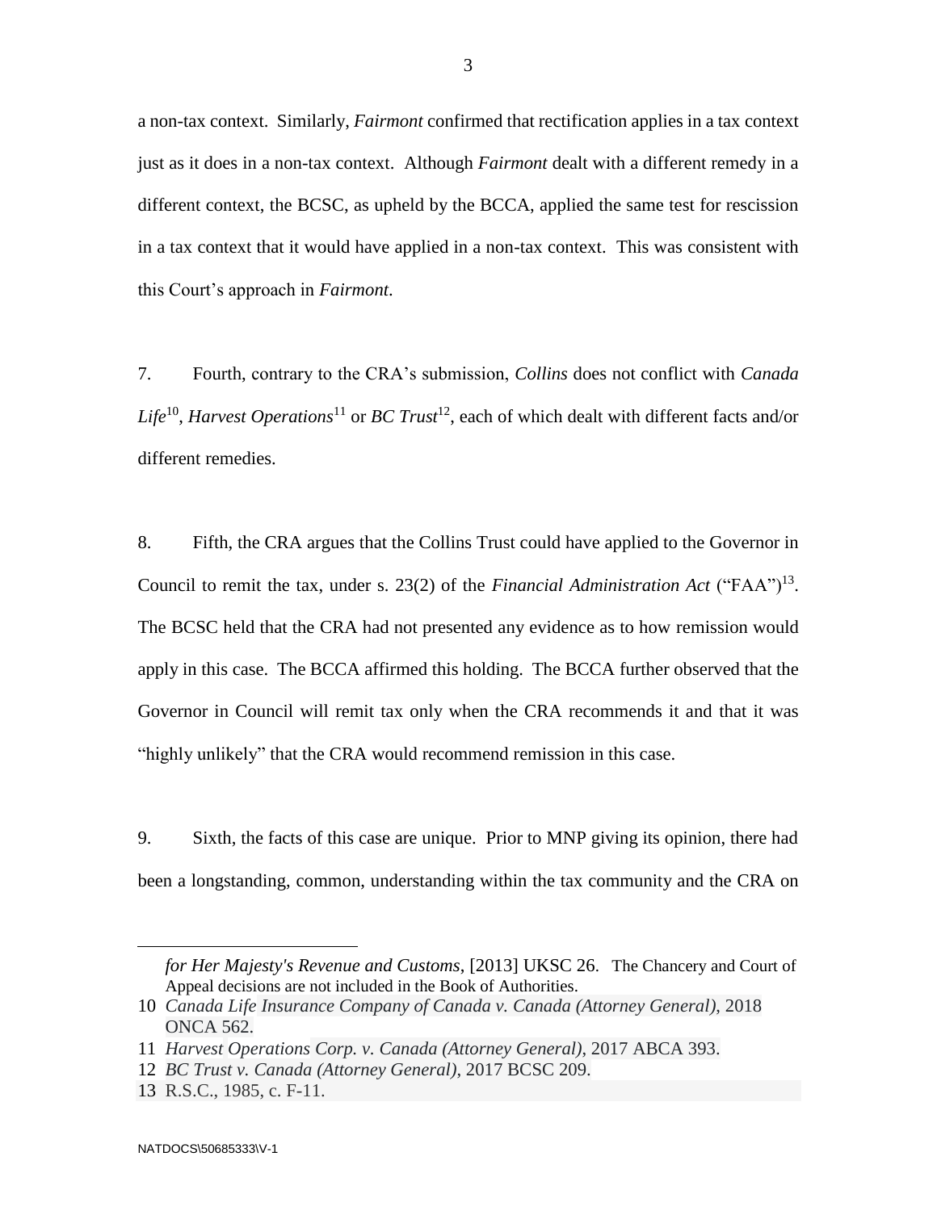a non-tax context. Similarly, *Fairmont* confirmed that rectification applies in a tax context just as it does in a non-tax context. Although *Fairmont* dealt with a different remedy in a different context, the BCSC, as upheld by the BCCA, applied the same test for rescission in a tax context that it would have applied in a non-tax context. This was consistent with this Court's approach in *Fairmont*.

7. Fourth, contrary to the CRA's submission, *Collins* does not conflict with *Canada Life*[10], *Harvest Operations*[11] or *BC Trust*[12], each of which dealt with different facts and/or different remedies.

8. Fifth, the CRA argues that the Collins Trust could have applied to the Governor in Council to remit the tax, under s. 23(2) of the *Financial Administration Act* ("FAA")[13]. The BCSC held that the CRA had not presented any evidence as to how remission would apply in this case. The BCCA affirmed this holding. The BCCA further observed that the Governor in Council will remit tax only when the CRA recommends it and that it was "highly unlikely" that the CRA would recommend remission in this case.

9. Sixth, the facts of this case are unique. Prior to MNP giving its opinion, there had been a longstanding, common, understanding within the tax community and the CRA on

---

*for Her Majesty's Revenue and Customs*, [2013] UKSC 26. The Chancery and Court of Appeal decisions are not included in the Book of Authorities.

10 *Canada Life Insurance Company of Canada v. Canada (Attorney General)*, 2018 ONCA 562.

11 *Harvest Operations Corp. v. Canada (Attorney General)*, 2017 ABCA 393.

12 *BC Trust v. Canada (Attorney General)*, 2017 BCSC 209.

13 R.S.C., 1985, c. F-11.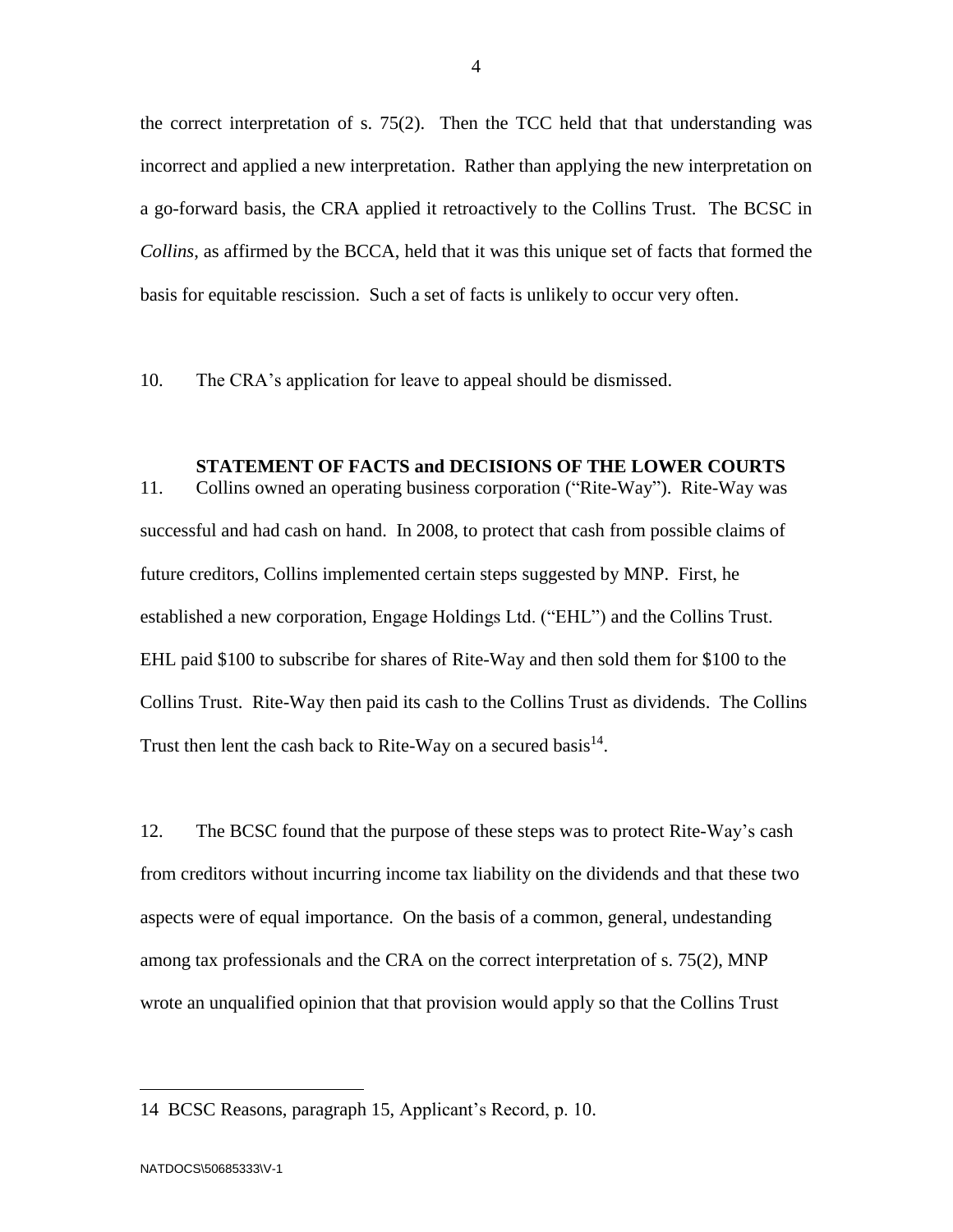the correct interpretation of s. 75(2). Then the TCC held that that understanding was incorrect and applied a new interpretation. Rather than applying the new interpretation on a go-forward basis, the CRA applied it retroactively to the Collins Trust. The BCSC in *Collins*, as affirmed by the BCCA, held that it was this unique set of facts that formed the basis for equitable rescission. Such a set of facts is unlikely to occur very often.

10. The CRA's application for leave to appeal should be dismissed.

## STATEMENT OF FACTS and DECISIONS OF THE LOWER COURTS

11. Collins owned an operating business corporation ("Rite-Way"). Rite-Way was successful and had cash on hand. In 2008, to protect that cash from possible claims of future creditors, Collins implemented certain steps suggested by MNP. First, he established a new corporation, Engage Holdings Ltd. ("EHL") and the Collins Trust. EHL paid $100 to subscribe for shares of Rite-Way and then sold them for $100 to the Collins Trust. Rite-Way then paid its cash to the Collins Trust as dividends. The Collins Trust then lent the cash back to Rite-Way on a secured basis[14].

12. The BCSC found that the purpose of these steps was to protect Rite-Way's cash from creditors without incurring income tax liability on the dividends and that these two aspects were of equal importance. On the basis of a common, general, undestanding among tax professionals and the CRA on the correct interpretation of s. 75(2), MNP wrote an unqualified opinion that that provision would apply so that the Collins Trust

---

14 BCSC Reasons, paragraph 15, Applicant's Record, p. 10.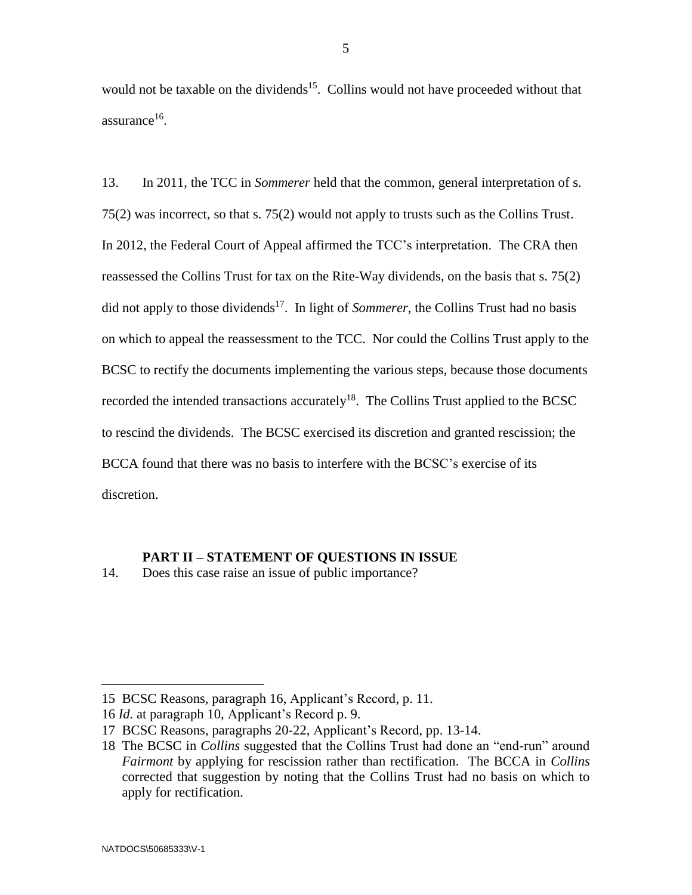would not be taxable on the dividends[15]. Collins would not have proceeded without that assurance[16].

13. In 2011, the TCC in *Sommerer* held that the common, general interpretation of s. 75(2) was incorrect, so that s. 75(2) would not apply to trusts such as the Collins Trust. In 2012, the Federal Court of Appeal affirmed the TCC's interpretation. The CRA then reassessed the Collins Trust for tax on the Rite-Way dividends, on the basis that s. 75(2) did not apply to those dividends[17]. In light of *Sommerer*, the Collins Trust had no basis on which to appeal the reassessment to the TCC. Nor could the Collins Trust apply to the BCSC to rectify the documents implementing the various steps, because those documents recorded the intended transactions accurately[18]. The Collins Trust applied to the BCSC to rescind the dividends. The BCSC exercised its discretion and granted rescission; the BCCA found that there was no basis to interfere with the BCSC's exercise of its discretion.

## PART II – STATEMENT OF QUESTIONS IN ISSUE

14. Does this case raise an issue of public importance?

---

15 BCSC Reasons, paragraph 16, Applicant's Record, p. 11.

16 *Id.* at paragraph 10, Applicant's Record p. 9.

17 BCSC Reasons, paragraphs 20-22, Applicant's Record, pp. 13-14.

18 The BCSC in *Collins* suggested that the Collins Trust had done an "end-run" around *Fairmont* by applying for rescission rather than rectification. The BCCA in *Collins* corrected that suggestion by noting that the Collins Trust had no basis on which to apply for rectification.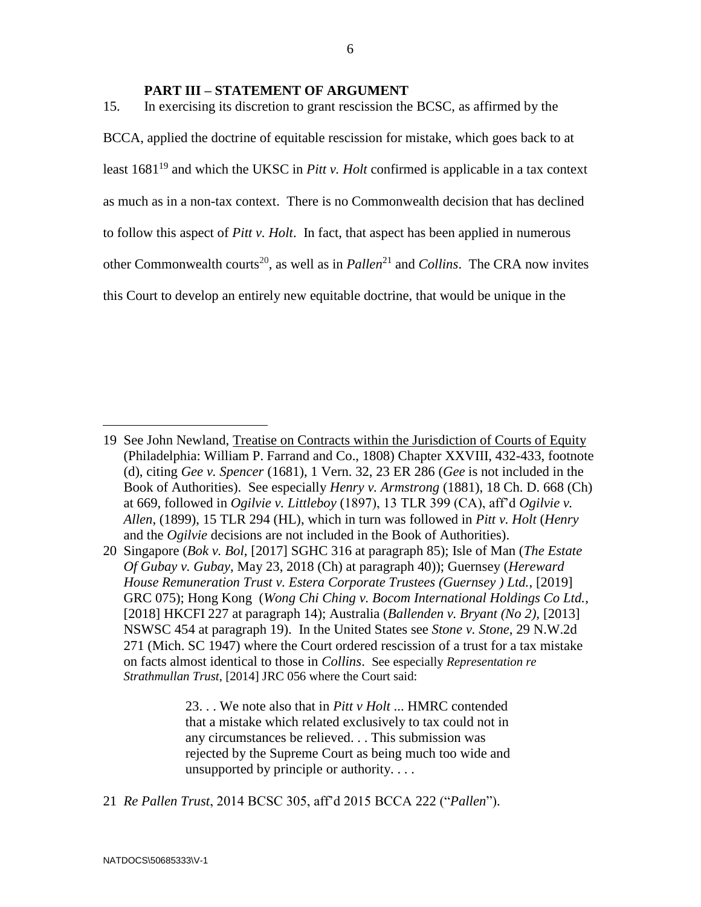## PART III – STATEMENT OF ARGUMENT

15. In exercising its discretion to grant rescission the BCSC, as affirmed by the BCCA, applied the doctrine of equitable rescission for mistake, which goes back to at least 1681[19] and which the UKSC in *Pitt v. Holt* confirmed is applicable in a tax context as much as in a non-tax context. There is no Commonwealth decision that has declined to follow this aspect of *Pitt v. Holt*. In fact, that aspect has been applied in numerous other Commonwealth courts[20], as well as in *Pallen*[21] and *Collins*. The CRA now invites this Court to develop an entirely new equitable doctrine, that would be unique in the

---

19 See John Newland, Treatise on Contracts within the Jurisdiction of Courts of Equity (Philadelphia: William P. Farrand and Co., 1808) Chapter XXVIII, 432-433, footnote (d), citing *Gee v. Spencer* (1681), 1 Vern. 32, 23 ER 286 (*Gee* is not included in the Book of Authorities). See especially *Henry v. Armstrong* (1881), 18 Ch. D. 668 (Ch) at 669, followed in *Ogilvie v. Littleboy* (1897), 13 TLR 399 (CA), aff'd *Ogilvie v. Allen*, (1899), 15 TLR 294 (HL), which in turn was followed in *Pitt v. Holt* (*Henry* and the *Ogilvie* decisions are not included in the Book of Authorities).

20 Singapore (*Bok v. Bol*, [2017] SGHC 316 at paragraph 85); Isle of Man (*The Estate Of Gubay v. Gubay*, May 23, 2018 (Ch) at paragraph 40)); Guernsey (*Hereward House Remuneration Trust v. Estera Corporate Trustees (Guernsey ) Ltd.*, [2019] GRC 075); Hong Kong (*Wong Chi Ching v. Bocom International Holdings Co Ltd.*, [2018] HKCFI 227 at paragraph 14); Australia (*Ballenden v. Bryant (No 2)*, [2013] NSWSC 454 at paragraph 19). In the United States see *Stone v. Stone*, 29 N.W.2d 271 (Mich. SC 1947) where the Court ordered rescission of a trust for a tax mistake on facts almost identical to those in *Collins*. See especially *Representation re Strathmullan Trust*, [2014] JRC 056 where the Court said:

> 23. . . We note also that in *Pitt v Holt* ... HMRC contended that a mistake which related exclusively to tax could not in any circumstances be relieved. . . This submission was rejected by the Supreme Court as being much too wide and unsupported by principle or authority. . . .

21 *Re Pallen Trust*, 2014 BCSC 305, aff'd 2015 BCCA 222 ("*Pallen*").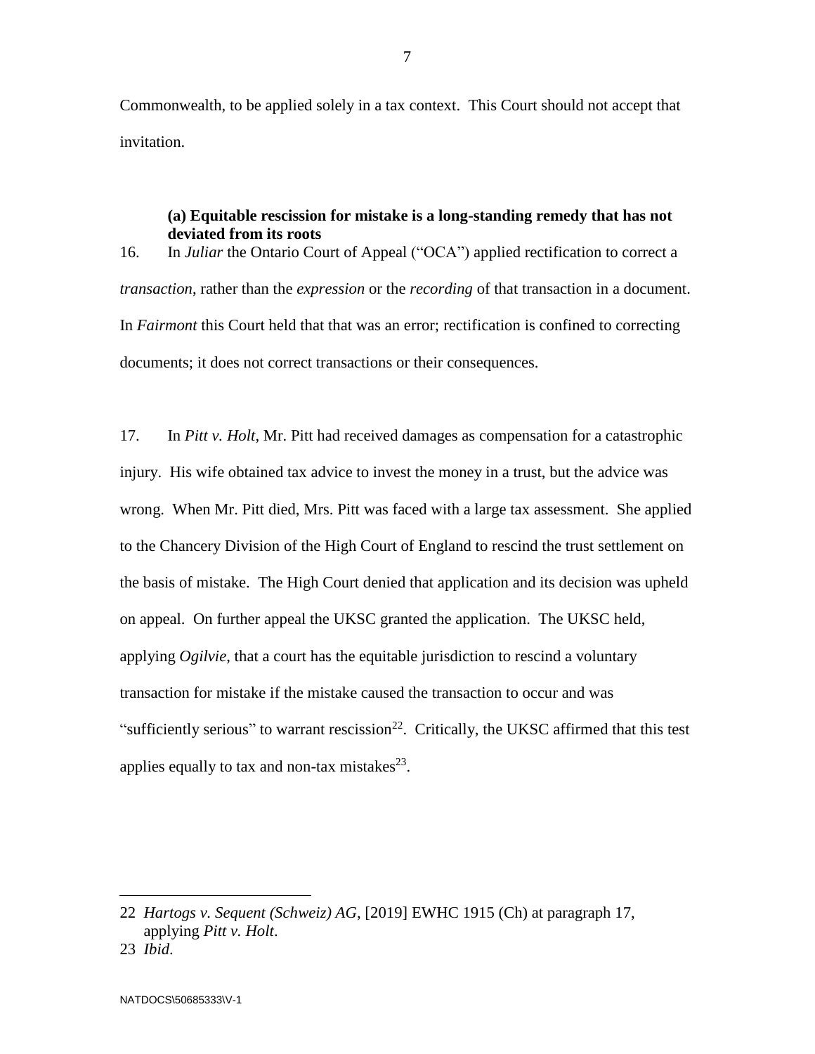Commonwealth, to be applied solely in a tax context. This Court should not accept that invitation.

### (a) Equitable rescission for mistake is a long-standing remedy that has not deviated from its roots

16. In *Juliar* the Ontario Court of Appeal ("OCA") applied rectification to correct a *transaction*, rather than the *expression* or the *recording* of that transaction in a document. In *Fairmont* this Court held that that was an error; rectification is confined to correcting documents; it does not correct transactions or their consequences.

17. In *Pitt v. Holt*, Mr. Pitt had received damages as compensation for a catastrophic injury. His wife obtained tax advice to invest the money in a trust, but the advice was wrong. When Mr. Pitt died, Mrs. Pitt was faced with a large tax assessment. She applied to the Chancery Division of the High Court of England to rescind the trust settlement on the basis of mistake. The High Court denied that application and its decision was upheld on appeal. On further appeal the UKSC granted the application. The UKSC held, applying *Ogilvie*, that a court has the equitable jurisdiction to rescind a voluntary transaction for mistake if the mistake caused the transaction to occur and was "sufficiently serious" to warrant rescission[22]. Critically, the UKSC affirmed that this test applies equally to tax and non-tax mistakes[23].

---

22 *Hartogs v. Sequent (Schweiz) AG*, [2019] EWHC 1915 (Ch) at paragraph 17, applying *Pitt v. Holt*.

23 *Ibid*.

NATDOCS\50685333\V-1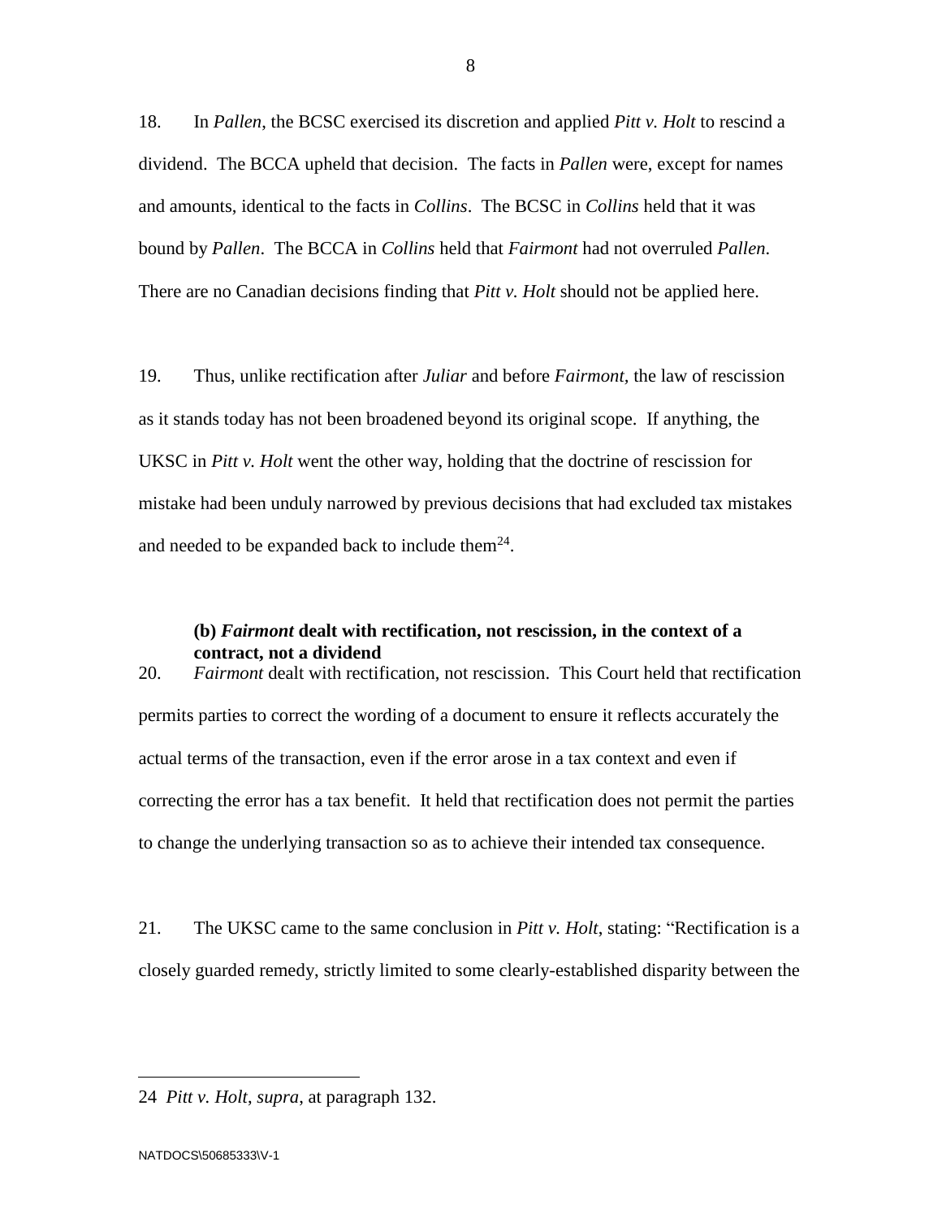18. In *Pallen*, the BCSC exercised its discretion and applied *Pitt v. Holt* to rescind a dividend. The BCCA upheld that decision. The facts in *Pallen* were, except for names and amounts, identical to the facts in *Collins*. The BCSC in *Collins* held that it was bound by *Pallen*. The BCCA in *Collins* held that *Fairmont* had not overruled *Pallen*. There are no Canadian decisions finding that *Pitt v. Holt* should not be applied here.

19. Thus, unlike rectification after *Juliar* and before *Fairmont*, the law of rescission as it stands today has not been broadened beyond its original scope. If anything, the UKSC in *Pitt v. Holt* went the other way, holding that the doctrine of rescission for mistake had been unduly narrowed by previous decisions that had excluded tax mistakes and needed to be expanded back to include them[24].

### (b) *Fairmont* dealt with rectification, not rescission, in the context of a contract, not a dividend

20. *Fairmont* dealt with rectification, not rescission. This Court held that rectification permits parties to correct the wording of a document to ensure it reflects accurately the actual terms of the transaction, even if the error arose in a tax context and even if correcting the error has a tax benefit. It held that rectification does not permit the parties to change the underlying transaction so as to achieve their intended tax consequence.

21. The UKSC came to the same conclusion in *Pitt v. Holt*, stating: "Rectification is a closely guarded remedy, strictly limited to some clearly-established disparity between the

---

24 *Pitt v. Holt*, *supra*, at paragraph 132.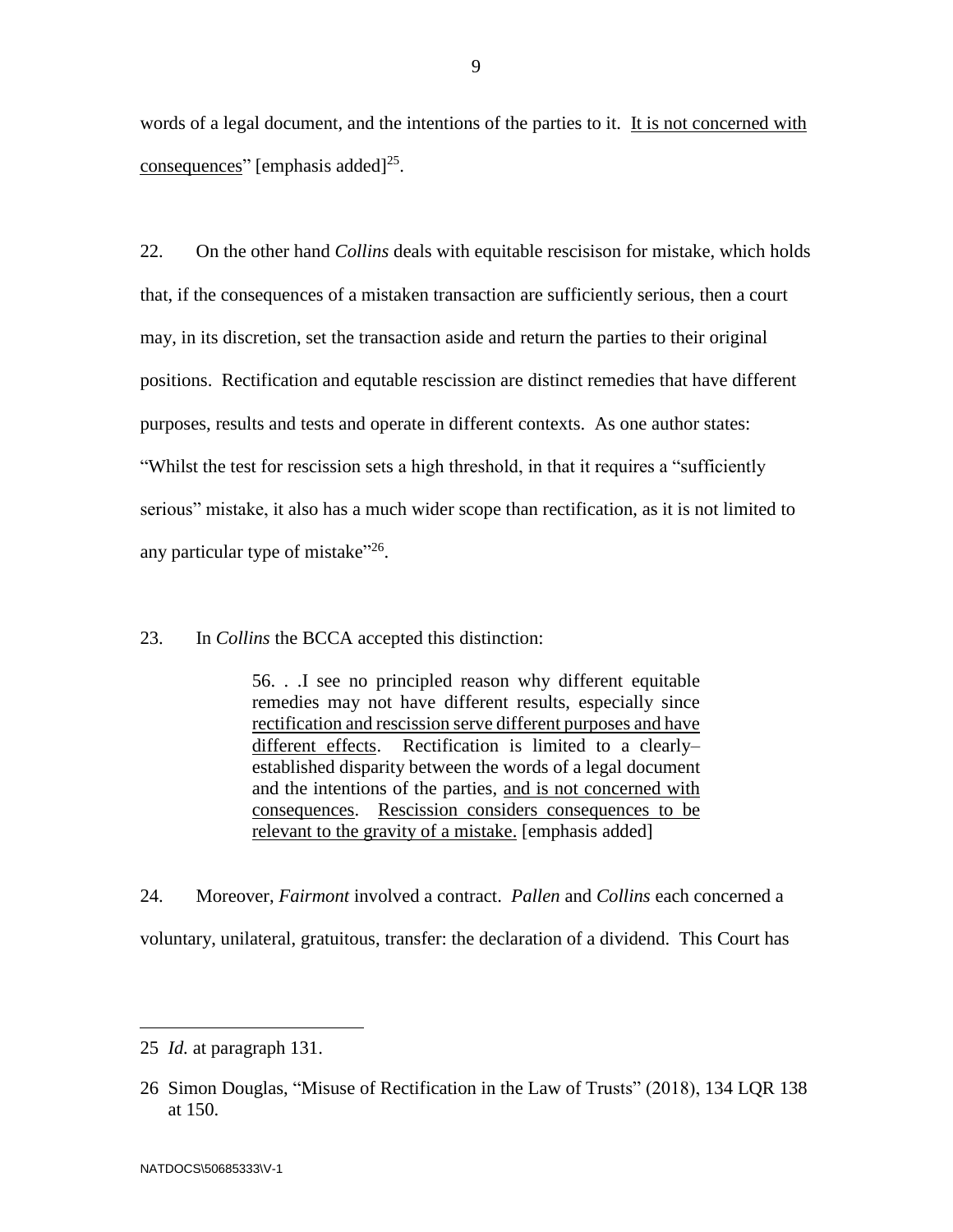words of a legal document, and the intentions of the parties to it. <u>It is not concerned with consequences</u>" [emphasis added][25].

22. On the other hand *Collins* deals with equitable rescisison for mistake, which holds that, if the consequences of a mistaken transaction are sufficiently serious, then a court may, in its discretion, set the transaction aside and return the parties to their original positions. Rectification and equtable rescission are distinct remedies that have different purposes, results and tests and operate in different contexts. As one author states: "Whilst the test for rescission sets a high threshold, in that it requires a "sufficiently serious" mistake, it also has a much wider scope than rectification, as it is not limited to any particular type of mistake"[26].

23. In *Collins* the BCCA accepted this distinction:

> 56. . .I see no principled reason why different equitable remedies may not have different results, especially since <u>rectification and rescission serve different purposes and have different effects</u>. Rectification is limited to a clearly–established disparity between the words of a legal document and the intentions of the parties, <u>and is not concerned with consequences</u>. <u>Rescission considers consequences to be relevant to the gravity of a mistake.</u> [emphasis added]

24. Moreover, *Fairmont* involved a contract. *Pallen* and *Collins* each concerned a voluntary, unilateral, gratuitous, transfer: the declaration of a dividend. This Court has

---

25 *Id.* at paragraph 131.

26 Simon Douglas, "Misuse of Rectification in the Law of Trusts" (2018), 134 LQR 138 at 150.

NATDOCS\50685333\V-1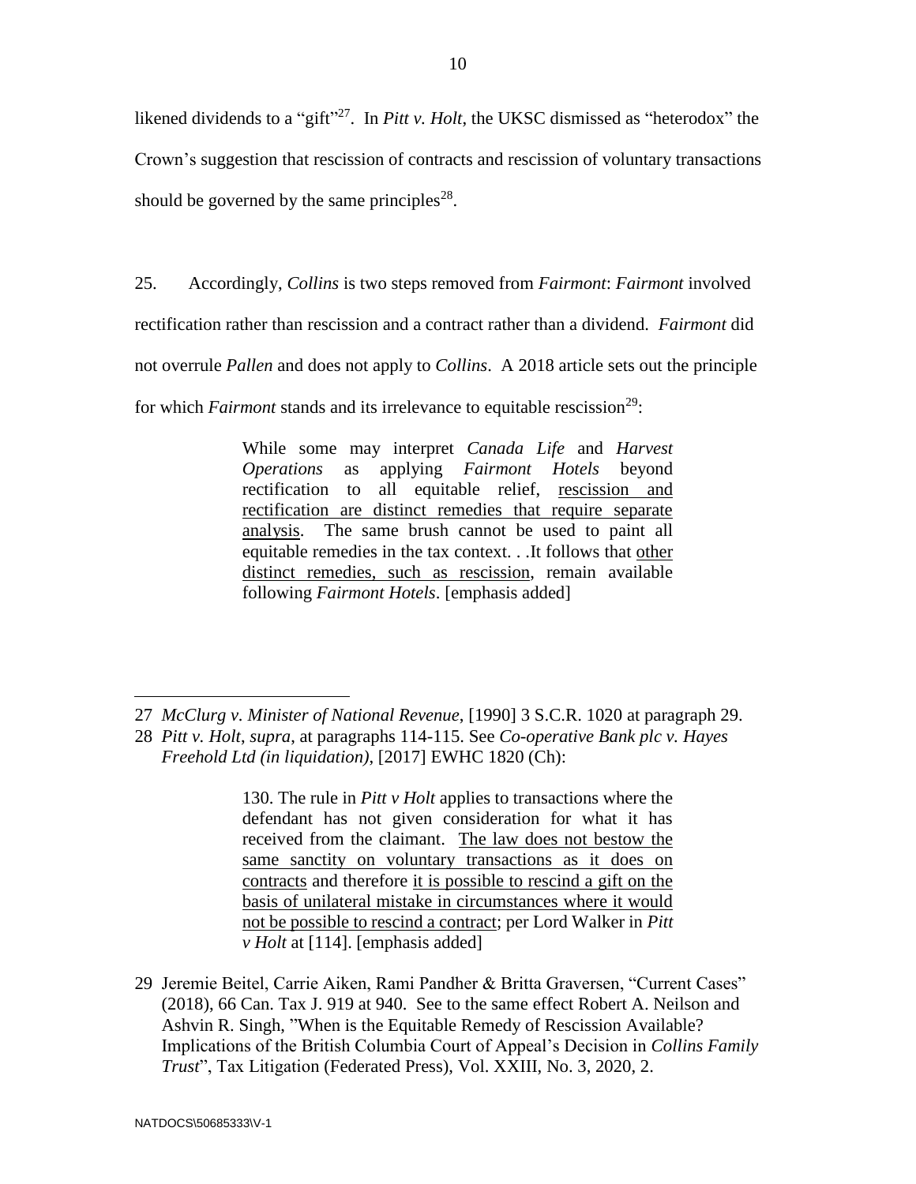likened dividends to a "gift"[27]. In *Pitt v. Holt*, the UKSC dismissed as "heterodox" the Crown's suggestion that rescission of contracts and rescission of voluntary transactions should be governed by the same principles[28].

25. Accordingly, *Collins* is two steps removed from *Fairmont*: *Fairmont* involved rectification rather than rescission and a contract rather than a dividend. *Fairmont* did not overrule *Pallen* and does not apply to *Collins*. A 2018 article sets out the principle for which *Fairmont* stands and its irrelevance to equitable rescission[29]:

> While some may interpret *Canada Life* and *Harvest Operations* as applying *Fairmont Hotels* beyond rectification to all equitable relief, <u>rescission and rectification are distinct remedies that require separate analysis</u>. The same brush cannot be used to paint all equitable remedies in the tax context. . .It follows that <u>other distinct remedies, such as rescission</u>, remain available following *Fairmont Hotels*. [emphasis added]

---

27 *McClurg v. Minister of National Revenue*, [1990] 3 S.C.R. 1020 at paragraph 29.

28 *Pitt v. Holt*, *supra*, at paragraphs 114-115. See *Co-operative Bank plc v. Hayes Freehold Ltd (in liquidation)*, [2017] EWHC 1820 (Ch):

> 130. The rule in *Pitt v Holt* applies to transactions where the defendant has not given consideration for what it has received from the claimant. <u>The law does not bestow the same sanctity on voluntary transactions as it does on contracts</u> and therefore <u>it is possible to rescind a gift on the basis of unilateral mistake in circumstances where it would not be possible to rescind a contract</u>; per Lord Walker in *Pitt v Holt* at [114]. [emphasis added]

29 Jeremie Beitel, Carrie Aiken, Rami Pandher & Britta Graversen, "Current Cases" (2018), 66 Can. Tax J. 919 at 940. See to the same effect Robert A. Neilson and Ashvin R. Singh, "When is the Equitable Remedy of Rescission Available? Implications of the British Columbia Court of Appeal's Decision in *Collins Family Trust*", Tax Litigation (Federated Press), Vol. XXIII, No. 3, 2020, 2.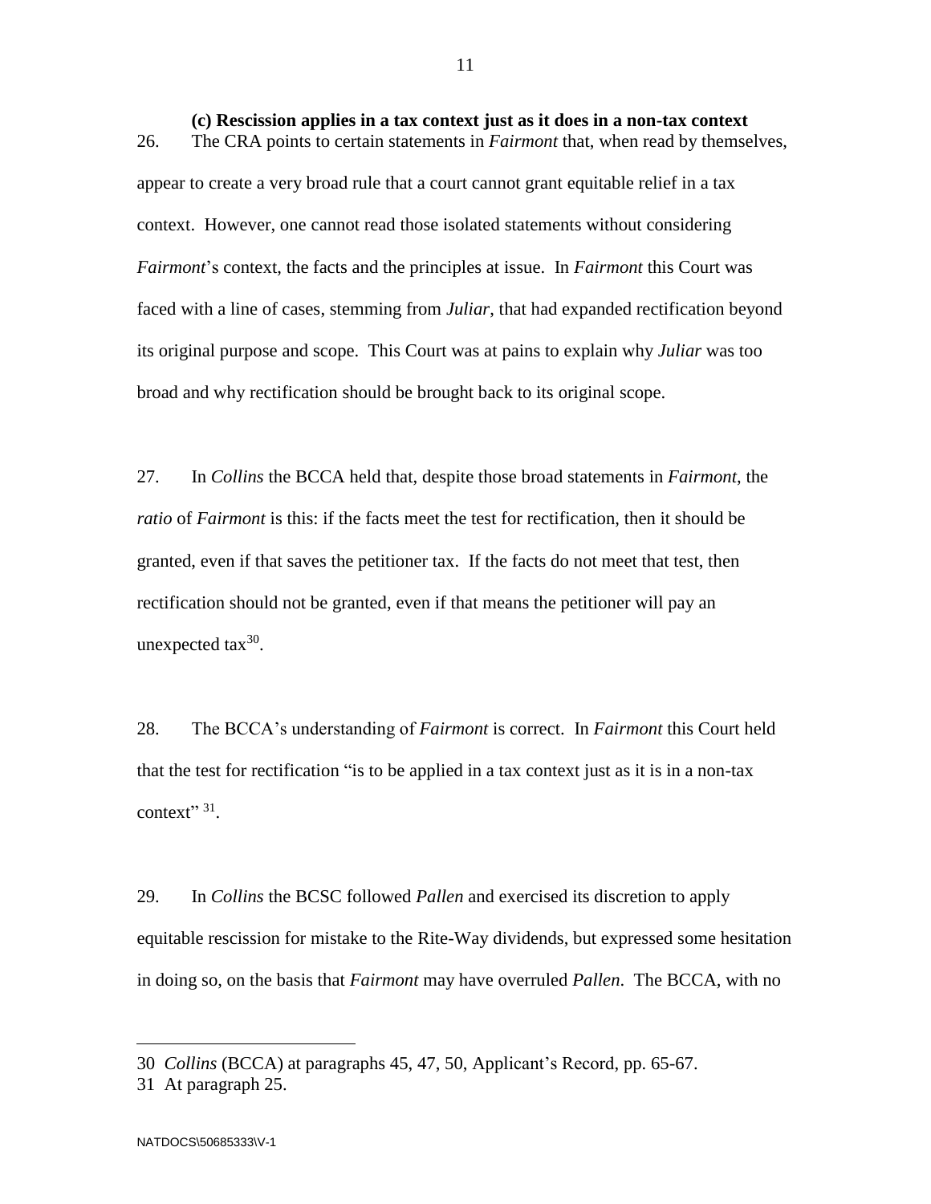### (c) Rescission applies in a tax context just as it does in a non-tax context

26. The CRA points to certain statements in *Fairmont* that, when read by themselves, appear to create a very broad rule that a court cannot grant equitable relief in a tax context. However, one cannot read those isolated statements without considering *Fairmont*'s context, the facts and the principles at issue. In *Fairmont* this Court was faced with a line of cases, stemming from *Juliar*, that had expanded rectification beyond its original purpose and scope. This Court was at pains to explain why *Juliar* was too broad and why rectification should be brought back to its original scope.

27. In *Collins* the BCCA held that, despite those broad statements in *Fairmont*, the *ratio* of *Fairmont* is this: if the facts meet the test for rectification, then it should be granted, even if that saves the petitioner tax. If the facts do not meet that test, then rectification should not be granted, even if that means the petitioner will pay an unexpected tax[30].

28. The BCCA's understanding of *Fairmont* is correct. In *Fairmont* this Court held that the test for rectification "is to be applied in a tax context just as it is in a non-tax context" [31].

29. In *Collins* the BCSC followed *Pallen* and exercised its discretion to apply equitable rescission for mistake to the Rite-Way dividends, but expressed some hesitation in doing so, on the basis that *Fairmont* may have overruled *Pallen*. The BCCA, with no

---

30 *Collins* (BCCA) at paragraphs 45, 47, 50, Applicant's Record, pp. 65-67.

31 At paragraph 25.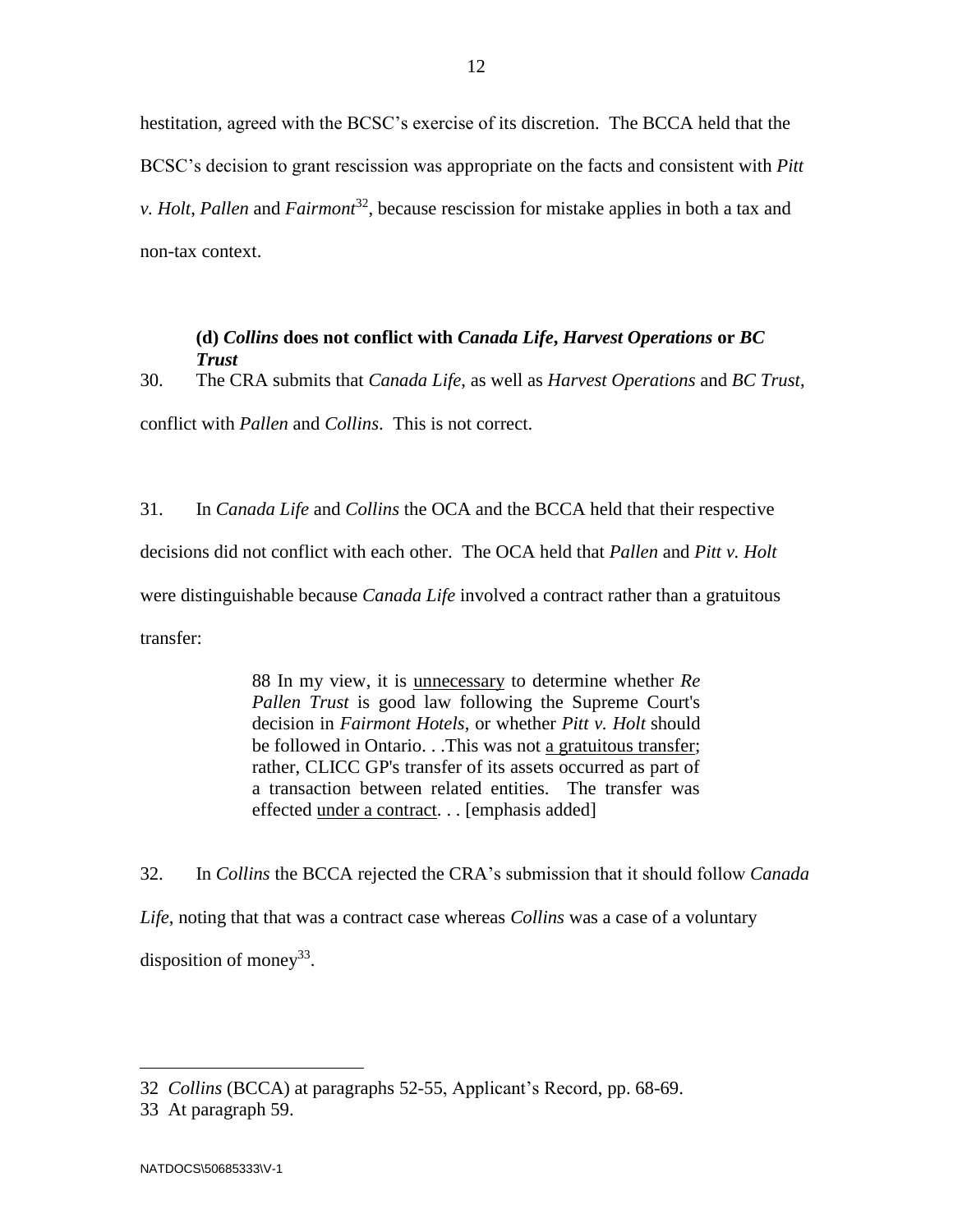hestitation, agreed with the BCSC's exercise of its discretion. The BCCA held that the BCSC's decision to grant rescission was appropriate on the facts and consistent with *Pitt v. Holt*, *Pallen* and *Fairmont*[32], because rescission for mistake applies in both a tax and non-tax context.

### (d) *Collins* does not conflict with *Canada Life*, *Harvest Operations* or *BC Trust*

30. The CRA submits that *Canada Life*, as well as *Harvest Operations* and *BC Trust*, conflict with *Pallen* and *Collins*. This is not correct.

31. In *Canada Life* and *Collins* the OCA and the BCCA held that their respective decisions did not conflict with each other. The OCA held that *Pallen* and *Pitt v. Holt* were distinguishable because *Canada Life* involved a contract rather than a gratuitous transfer:

> 88 In my view, it is <u>unnecessary</u> to determine whether *Re Pallen Trust* is good law following the Supreme Court's decision in *Fairmont Hotels*, or whether *Pitt v. Holt* should be followed in Ontario. . .This was not <u>a gratuitous transfer</u>; rather, CLICC GP's transfer of its assets occurred as part of a transaction between related entities. The transfer was effected <u>under a contract</u>. . . [emphasis added]

32. In *Collins* the BCCA rejected the CRA's submission that it should follow *Canada Life*, noting that that was a contract case whereas *Collins* was a case of a voluntary disposition of money[33].

---

32 *Collins* (BCCA) at paragraphs 52-55, Applicant's Record, pp. 68-69.

33 At paragraph 59.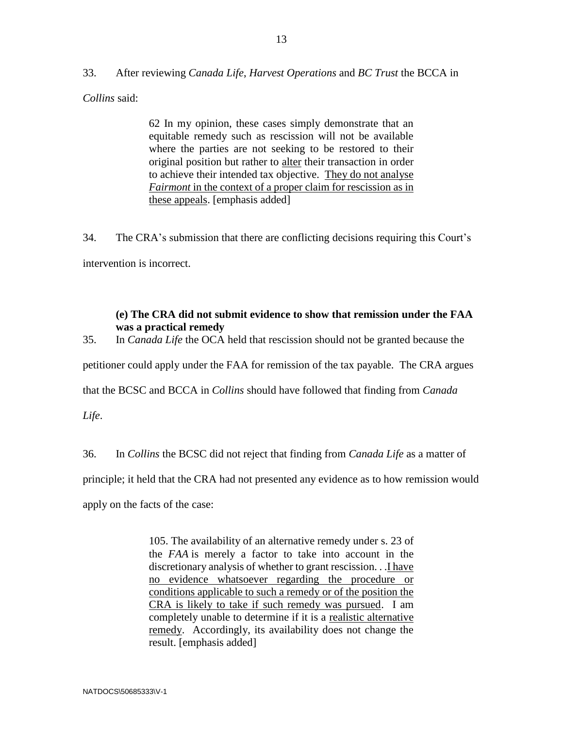33. After reviewing *Canada Life*, *Harvest Operations* and *BC Trust* the BCCA in *Collins* said:

> 62 In my opinion, these cases simply demonstrate that an equitable remedy such as rescission will not be available where the parties are not seeking to be restored to their original position but rather to <u>alter</u> their transaction in order to achieve their intended tax objective. <u>They do not analyse *Fairmont* in the context of a proper claim for rescission as in these appeals</u>. [emphasis added]

34. The CRA's submission that there are conflicting decisions requiring this Court's intervention is incorrect.

**(e) The CRA did not submit evidence to show that remission under the FAA was a practical remedy**

35. In *Canada Life* the OCA held that rescission should not be granted because the petitioner could apply under the FAA for remission of the tax payable. The CRA argues that the BCSC and BCCA in *Collins* should have followed that finding from *Canada Life*.

36. In *Collins* the BCSC did not reject that finding from *Canada Life* as a matter of principle; it held that the CRA had not presented any evidence as to how remission would apply on the facts of the case:

> 105. The availability of an alternative remedy under s. 23 of the *FAA* is merely a factor to take into account in the discretionary analysis of whether to grant rescission. . .<u>I have no evidence whatsoever regarding the procedure or conditions applicable to such a remedy or of the position the CRA is likely to take if such remedy was pursued</u>. I am completely unable to determine if it is a <u>realistic alternative remedy</u>. Accordingly, its availability does not change the result. [emphasis added]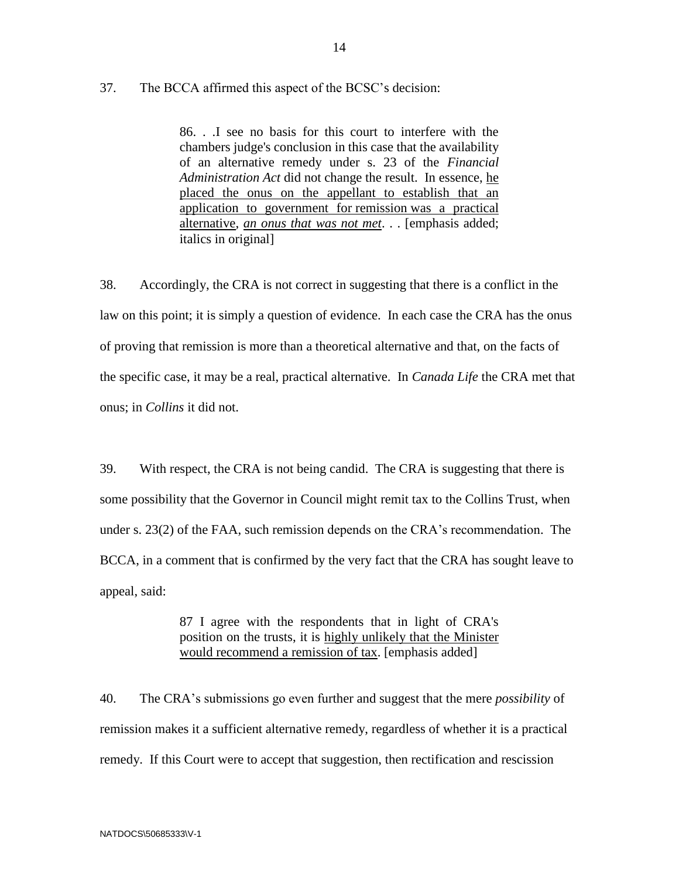37. The BCCA affirmed this aspect of the BCSC's decision:

> 86. . .I see no basis for this court to interfere with the chambers judge's conclusion in this case that the availability of an alternative remedy under s. 23 of the *Financial Administration Act* did not change the result. In essence, <u>he placed the onus on the appellant to establish that an application to government for remission was a practical alternative</u>, <u>*an onus that was not met*</u>. . . [emphasis added; italics in original]

38. Accordingly, the CRA is not correct in suggesting that there is a conflict in the law on this point; it is simply a question of evidence. In each case the CRA has the onus of proving that remission is more than a theoretical alternative and that, on the facts of the specific case, it may be a real, practical alternative. In *Canada Life* the CRA met that onus; in *Collins* it did not.

39. With respect, the CRA is not being candid. The CRA is suggesting that there is some possibility that the Governor in Council might remit tax to the Collins Trust, when under s. 23(2) of the FAA, such remission depends on the CRA's recommendation. The BCCA, in a comment that is confirmed by the very fact that the CRA has sought leave to appeal, said:

> 87 I agree with the respondents that in light of CRA's position on the trusts, it is <u>highly unlikely that the Minister would recommend a remission of tax</u>. [emphasis added]

40. The CRA's submissions go even further and suggest that the mere *possibility* of remission makes it a sufficient alternative remedy, regardless of whether it is a practical remedy. If this Court were to accept that suggestion, then rectification and rescission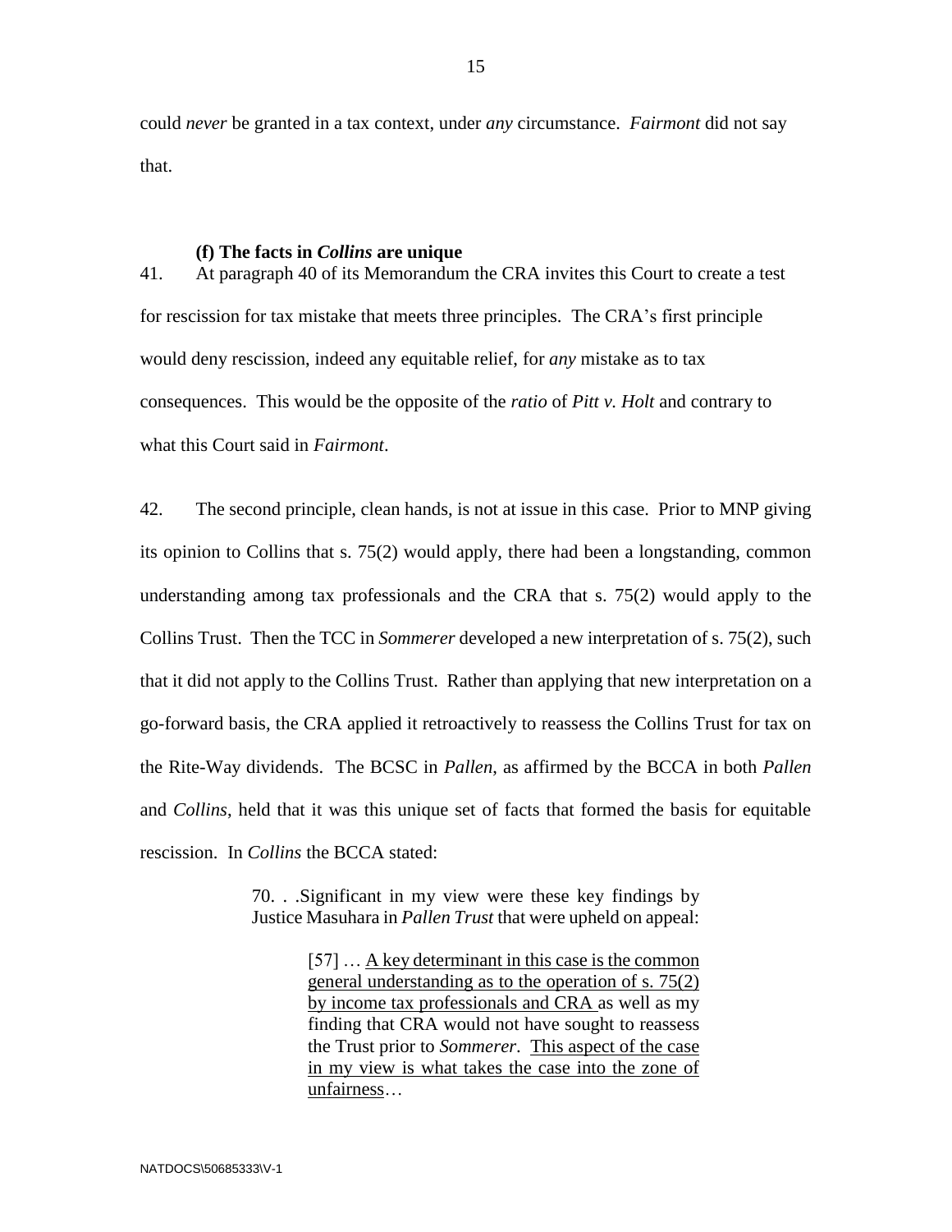could *never* be granted in a tax context, under *any* circumstance. *Fairmont* did not say that.

#### (f) The facts in *Collins* are unique

41. At paragraph 40 of its Memorandum the CRA invites this Court to create a test for rescission for tax mistake that meets three principles. The CRA's first principle would deny rescission, indeed any equitable relief, for *any* mistake as to tax consequences. This would be the opposite of the *ratio* of *Pitt v. Holt* and contrary to what this Court said in *Fairmont*.

42. The second principle, clean hands, is not at issue in this case. Prior to MNP giving its opinion to Collins that s. 75(2) would apply, there had been a longstanding, common understanding among tax professionals and the CRA that s. 75(2) would apply to the Collins Trust. Then the TCC in *Sommerer* developed a new interpretation of s. 75(2), such that it did not apply to the Collins Trust. Rather than applying that new interpretation on a go-forward basis, the CRA applied it retroactively to reassess the Collins Trust for tax on the Rite-Way dividends. The BCSC in *Pallen*, as affirmed by the BCCA in both *Pallen* and *Collins*, held that it was this unique set of facts that formed the basis for equitable rescission. In *Collins* the BCCA stated:

> 70. . .Significant in my view were these key findings by Justice Masuhara in *Pallen Trust* that were upheld on appeal:
>
> > [57] … <u>A key determinant in this case is the common general understanding as to the operation of s. 75(2) by income tax professionals and CRA</u> as well as my finding that CRA would not have sought to reassess the Trust prior to *Sommerer*. <u>This aspect of the case in my view is what takes the case into the zone of unfairness</u>…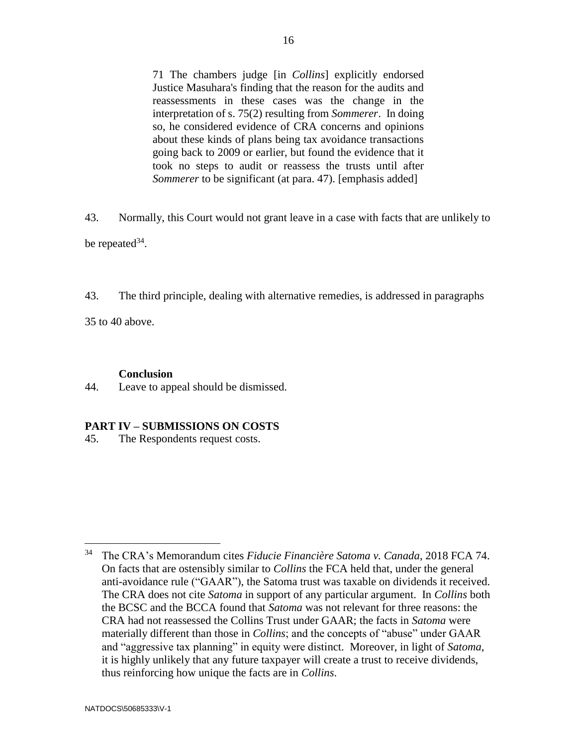> 71 The chambers judge [in *Collins*] explicitly endorsed Justice Masuhara's finding that the reason for the audits and reassessments in these cases was the change in the interpretation of s. 75(2) resulting from *Sommerer*. In doing so, he considered evidence of CRA concerns and opinions about these kinds of plans being tax avoidance transactions going back to 2009 or earlier, but found the evidence that it took no steps to audit or reassess the trusts until after *Sommerer* to be significant (at para. 47). [emphasis added]

43. Normally, this Court would not grant leave in a case with facts that are unlikely to be repeated[34].

43. The third principle, dealing with alternative remedies, is addressed in paragraphs 35 to 40 above.

**Conclusion**

44. Leave to appeal should be dismissed.

## PART IV – SUBMISSIONS ON COSTS

45. The Respondents request costs.

---

[34] The CRA's Memorandum cites *Fiducie Financière Satoma v. Canada*, 2018 FCA 74. On facts that are ostensibly similar to *Collins* the FCA held that, under the general anti-avoidance rule ("GAAR"), the Satoma trust was taxable on dividends it received. The CRA does not cite *Satoma* in support of any particular argument. In *Collins* both the BCSC and the BCCA found that *Satoma* was not relevant for three reasons: the CRA had not reassessed the Collins Trust under GAAR; the facts in *Satoma* were materially different than those in *Collins*; and the concepts of "abuse" under GAAR and "aggressive tax planning" in equity were distinct. Moreover, in light of *Satoma*, it is highly unlikely that any future taxpayer will create a trust to receive dividends, thus reinforcing how unique the facts are in *Collins*.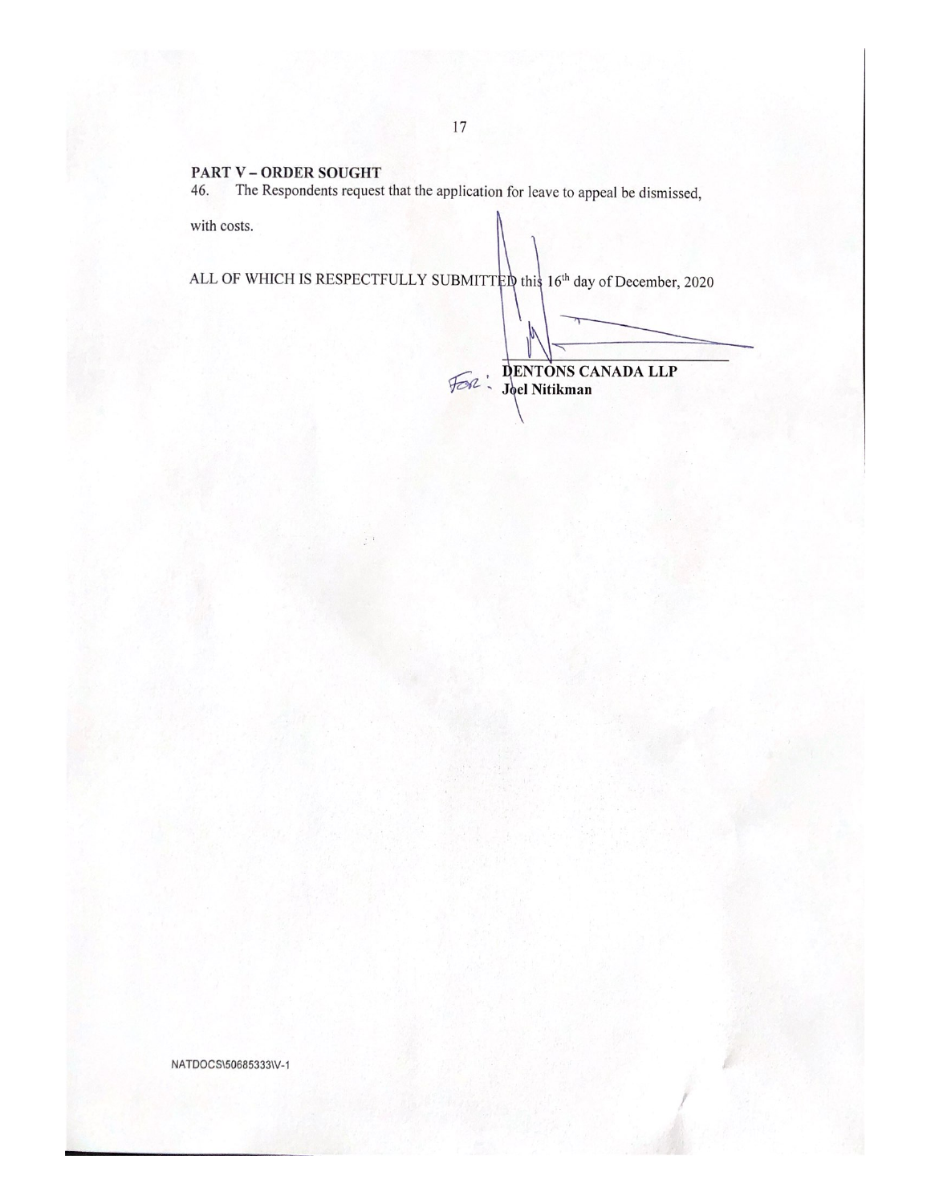## PART V – ORDER SOUGHT

46. The Respondents request that the application for leave to appeal be dismissed, with costs.

ALL OF WHICH IS RESPECTFULLY SUBMITTED this 16th day of December, 2020

For: **DENTONS CANADA LLP**
**Joel Nitikman**

NATDOCS\50685333\V-1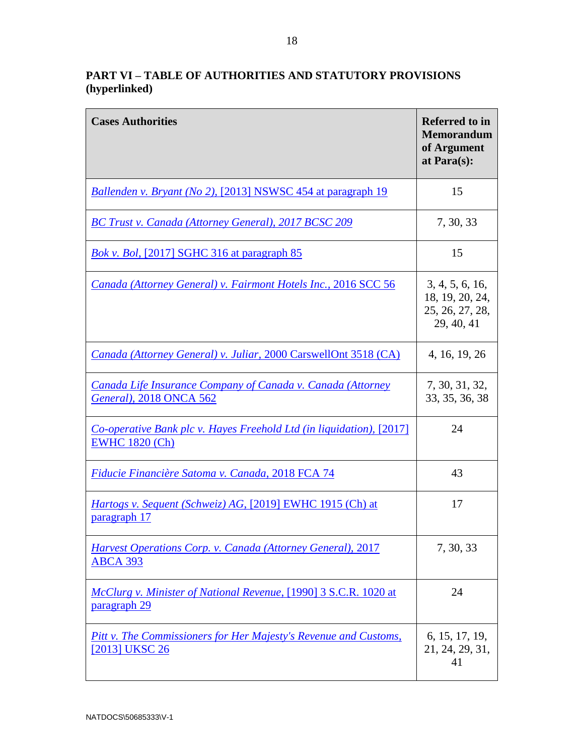**PART VI – TABLE OF AUTHORITIES AND STATUTORY PROVISIONS (hyperlinked)**

| Cases Authorities | Referred to in Memorandum of Argument at Para(s): |
|---|---|
| *Ballenden v. Bryant (No 2)*, [2013] NSWSC 454 at paragraph 19 | 15 |
| *BC Trust v. Canada (Attorney General), 2017 BCSC 209* | 7, 30, 33 |
| *Bok v. Bol*, [2017] SGHC 316 at paragraph 85 | 15 |
| *Canada (Attorney General) v. Fairmont Hotels Inc.*, 2016 SCC 56 | 3, 4, 5, 6, 16, 18, 19, 20, 24, 25, 26, 27, 28, 29, 40, 41 |
| *Canada (Attorney General) v. Juliar*, 2000 CarswellOnt 3518 (CA) | 4, 16, 19, 26 |
| *Canada Life Insurance Company of Canada v. Canada (Attorney General)*, 2018 ONCA 562 | 7, 30, 31, 32, 33, 35, 36, 38 |
| *Co-operative Bank plc v. Hayes Freehold Ltd (in liquidation)*, [2017] EWHC 1820 (Ch) | 24 |
| *Fiducie Financière Satoma v. Canada*, 2018 FCA 74 | 43 |
| *Hartogs v. Sequent (Schweiz) AG*, [2019] EWHC 1915 (Ch) at paragraph 17 | 17 |
| *Harvest Operations Corp. v. Canada (Attorney General)*, 2017 ABCA 393 | 7, 30, 33 |
| *McClurg v. Minister of National Revenue*, [1990] 3 S.C.R. 1020 at paragraph 29 | 24 |
| *Pitt v. The Commissioners for Her Majesty's Revenue and Customs*, [2013] UKSC 26 | 6, 15, 17, 19, 21, 24, 29, 31, 41 |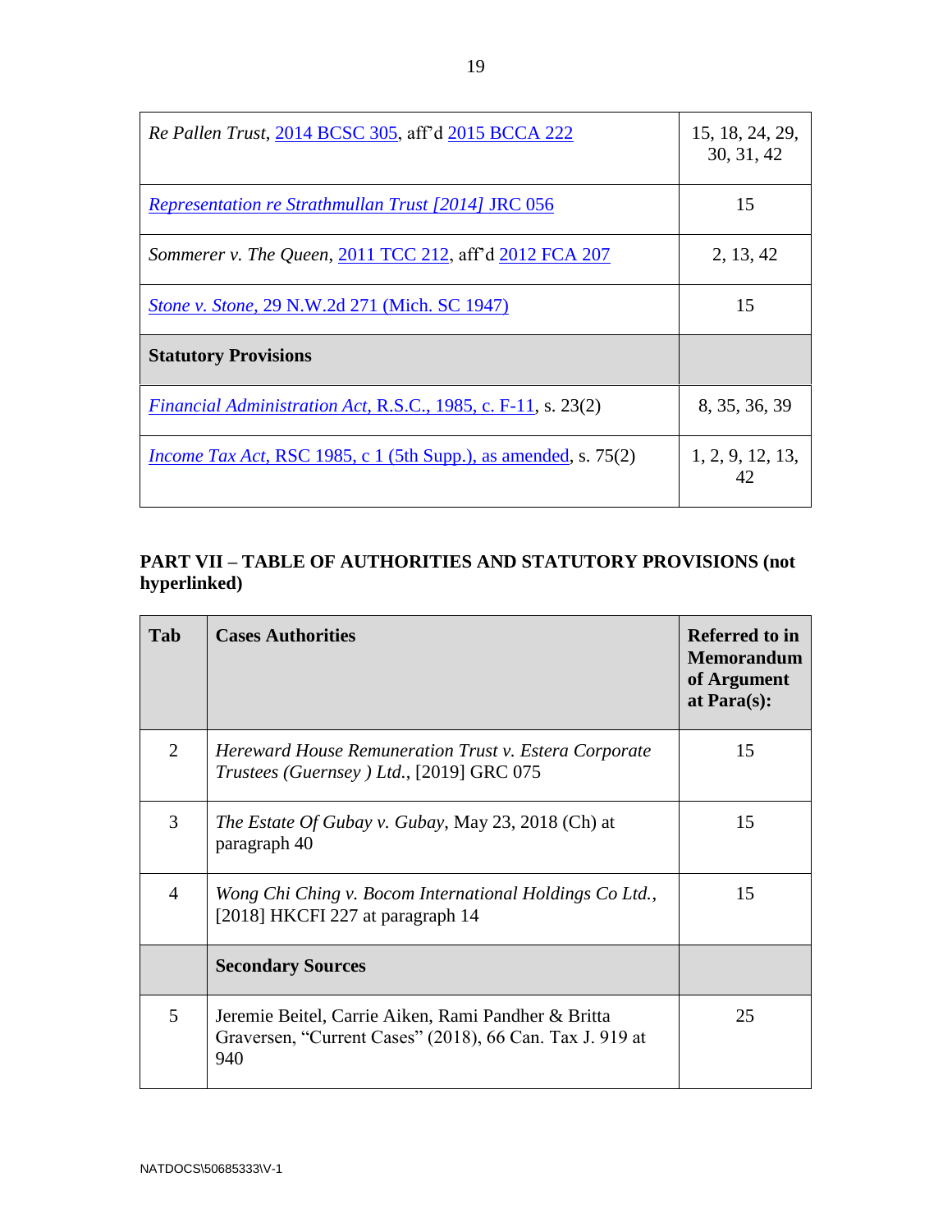| | |
|---|---|
| *Re Pallen Trust*, 2014 BCSC 305, aff'd 2015 BCCA 222 | 15, 18, 24, 29, 30, 31, 42 |
| *Representation re Strathmullan Trust [2014]* JRC 056 | 15 |
| *Sommerer v. The Queen*, 2011 TCC 212, aff'd 2012 FCA 207 | 2, 13, 42 |
| *Stone v. Stone*, 29 N.W.2d 271 (Mich. SC 1947) | 15 |
| **Statutory Provisions** | |
| *Financial Administration Act*, R.S.C., 1985, c. F-11, s. 23(2) | 8, 35, 36, 39 |
| *Income Tax Act*, RSC 1985, c 1 (5th Supp.), as amended, s. 75(2) | 1, 2, 9, 12, 13, 42 |

## PART VII – TABLE OF AUTHORITIES AND STATUTORY PROVISIONS (not hyperlinked)

| Tab | Cases Authorities | Referred to in Memorandum of Argument at Para(s): |
|---|---|---|
| 2 | *Hereward House Remuneration Trust v. Estera Corporate Trustees (Guernsey ) Ltd.*, [2019] GRC 075 | 15 |
| 3 | *The Estate Of Gubay v. Gubay*, May 23, 2018 (Ch) at paragraph 40 | 15 |
| 4 | *Wong Chi Ching v. Bocom International Holdings Co Ltd.*, [2018] HKCFI 227 at paragraph 14 | 15 |
| | **Secondary Sources** | |
| 5 | Jeremie Beitel, Carrie Aiken, Rami Pandher & Britta Graversen, "Current Cases" (2018), 66 Can. Tax J. 919 at 940 | 25 |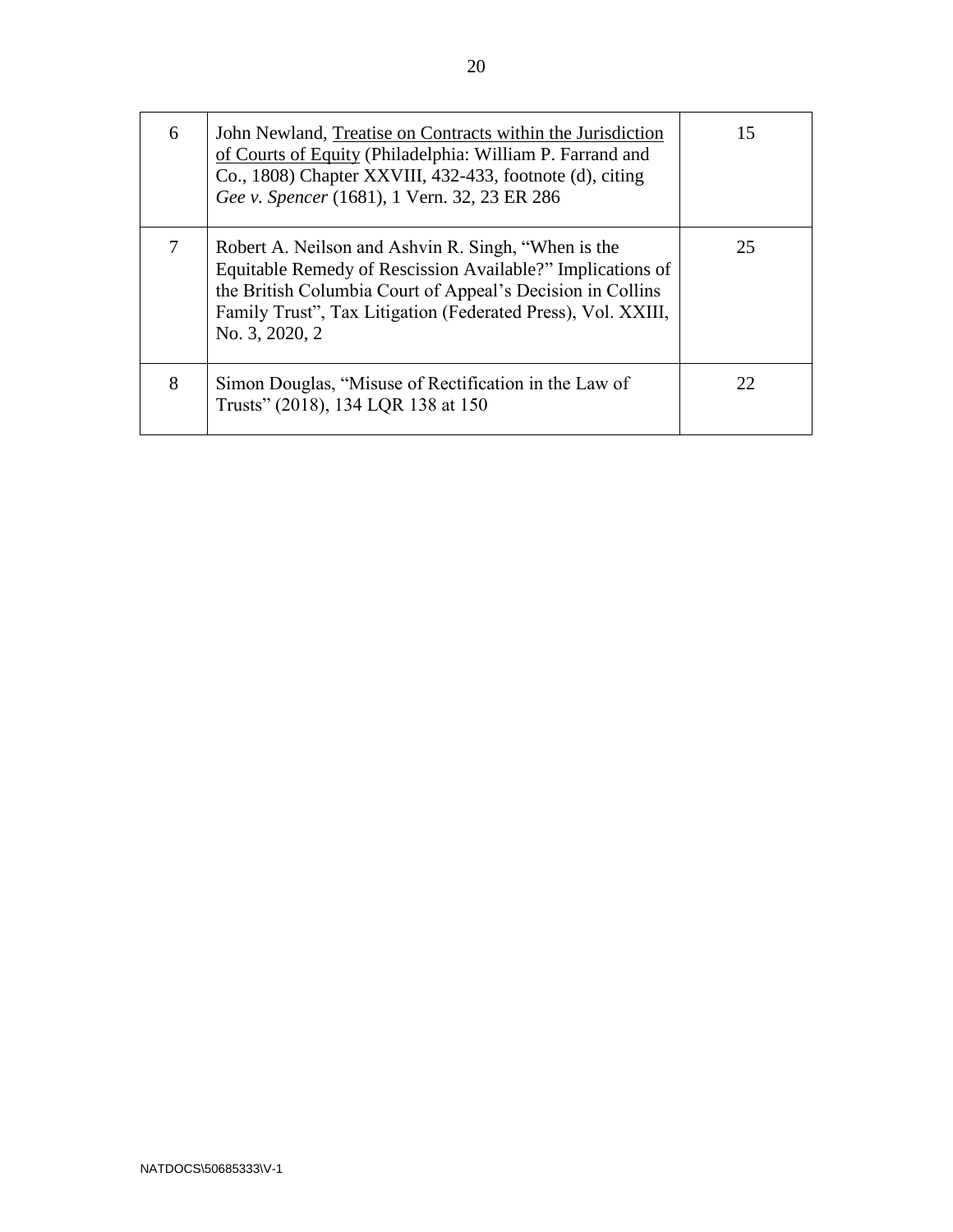| | | |
|---|---|---|
| 6 | John Newland, Treatise on Contracts within the Jurisdiction of Courts of Equity (Philadelphia: William P. Farrand and Co., 1808) Chapter XXVIII, 432-433, footnote (d), citing *Gee v. Spencer* (1681), 1 Vern. 32, 23 ER 286 | 15 |
| 7 | Robert A. Neilson and Ashvin R. Singh, "When is the Equitable Remedy of Rescission Available?" Implications of the British Columbia Court of Appeal's Decision in Collins Family Trust", Tax Litigation (Federated Press), Vol. XXIII, No. 3, 2020, 2 | 25 |
| 8 | Simon Douglas, "Misuse of Rectification in the Law of Trusts" (2018), 134 LQR 138 at 150 | 22 |

NATDOCS\50685333\V-1